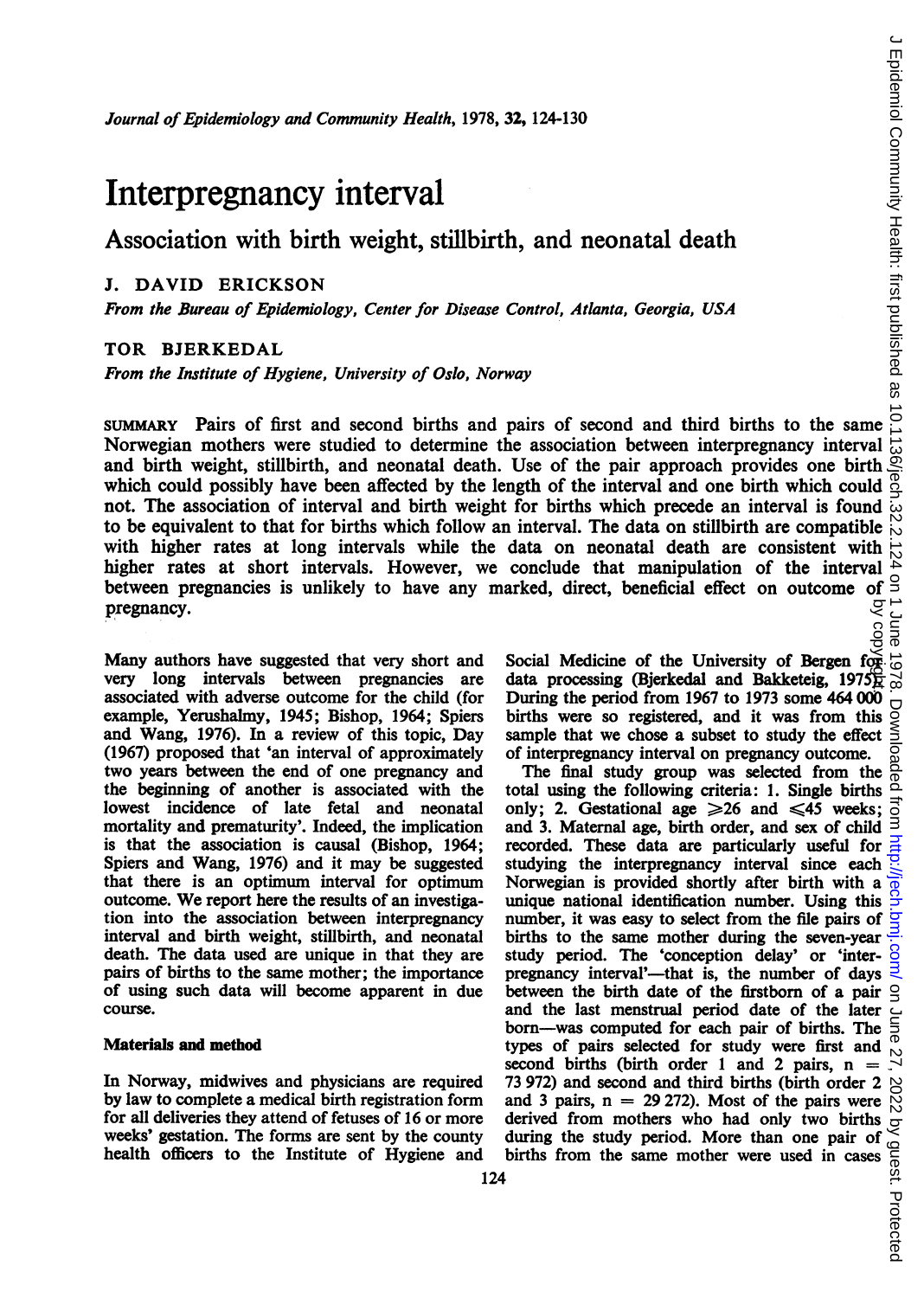# Interpregnancy interval

## Association with birth weight, stillbirth, and neonatal death

**J. DAVID ERICKSON**

*From the Bureau of Epidemiology, Center for Disease Control, Atlanta, Georgia, USA*

**TOR BJERKEDAL**

*From the Institute of Hygiene, University of Oslo, Norway*

SUMMARY Pairs of first and second births and pairs of second and third births to the same Norwegian mothers were studied to determine the association between interpregnancy interval and birth weight, stillbirth, and neonatal death. Use of the pair approach provides one birth which could possibly have been affected by the length of the interval and one birth which could not. The association of interval and birth weight for births which precede an interval is found to be equivalent to that for births which follow an interval. The data on stillbirth are compatible with higher rates at long intervals while the data on neonatal death are consistent with higher rates at short intervals. However, we conclude that manipulation of the interval between pregnancies is unlikely to have any marked, direct, beneficial effect on outcome of pregnancy.

Many authors have suggested that very short and very long intervals between pregnancies are associated with adverse outcome for the child (for example, Yerushalmy, 1945; Bishop, 1964; Spiers and Wang, 1976). In a review of this topic, Day (1967) proposed that 'an interval of approximately two years between the end of one pregnancy and the beginning of another is associated with the lowest incidence of late fetal and neonatal mortality and prematurity'. Indeed, the implication is that the association is causal (Bishop, 1964; Spiers and Wang, 1976) and it may be suggested that there is an optimum interval for optimum outcome. We report here the results of an investigation into the association between interpregnancy interval and birth weight, stillbirth, and neonatal death. The data used are unique in that they are pairs of births to the same mother; the importance of using such data will become apparent in due course.

## Materials and method

In Norway, midwives and physicians are required by law to complete a medical birth registration form for all deliveries they attend of fetuses of 16 or more weeks' gestation. The forms are sent by the county health officers to the Institute of Hygiene and Social Medicine of the University of Bergen for data processing (Bjerkedal and Bakketeig, 1975). During the period from 1967 to 1973 some 464 000 births were so registered, and it was from this sample that we chose a subset to study the effect of interpregnancy interval on pregnancy outcome.

The final study group was selected from the total using the following criteria: 1. Single births only; 2. Gestational age $\geqslant$26 and $\leqslant$45 weeks; and 3. Maternal age, birth order, and sex of child recorded. These data are particularly useful for studying the interpregnancy interval since each Norwegian is provided shortly after birth with a unique national identification number. Using this number, it was easy to select from the file pairs of births to the same mother during the seven-year study period. The 'conception delay' or 'interpregnancy interval'—that is, the number of days between the birth date of the firstborn of a pair and the last menstrual period date of the later born—was computed for each pair of births. The types of pairs selected for study were first and second births (birth order 1 and 2 pairs, n = 73 972) and second and third births (birth order 2 and 3 pairs, n = 29 272). Most of the pairs were derived from mothers who had only two births during the study period. More than one pair of births from the same mother were used in cases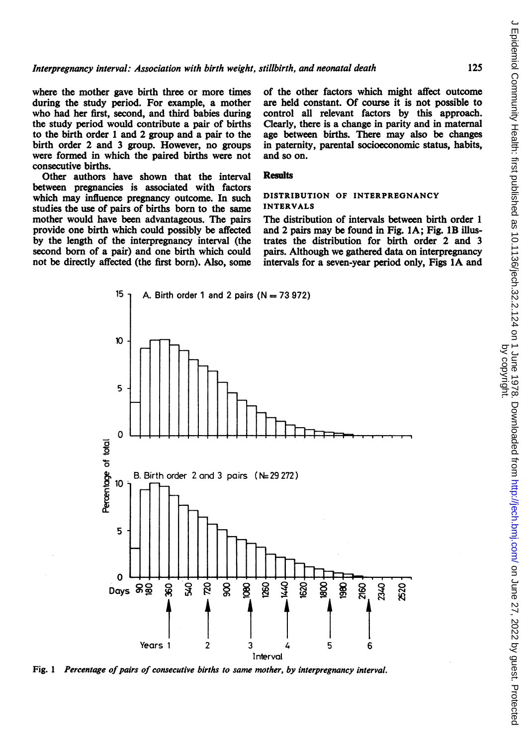where the mother gave birth three or more times during the study period. For example, a mother who had her first, second, and third babies during the study period would contribute a pair of births to the birth order 1 and 2 group and a pair to the birth order 2 and 3 group. However, no groups were formed in which the paired births were not consecutive births.

Other authors have shown that the interval between pregnancies is associated with factors which may influence pregnancy outcome. In such studies the use of pairs of births born to the same mother would have been advantageous. The pairs provide one birth which could possibly be affected by the length of the interpregnancy interval (the second born of a pair) and one birth which could not be directly affected (the first born). Also, some of the other factors which might affect outcome are held constant. Of course it is not possible to control all relevant factors by this approach. Clearly, there is a change in parity and in maternal age between births. There may also be changes in paternity, parental socioeconomic status, habits, and so on.

## Results

### DISTRIBUTION OF INTERPREGNANCY INTERVALS

The distribution of intervals between birth order 1 and 2 pairs may be found in Fig. 1A; Fig. 1B illustrates the distribution for birth order 2 and 3 pairs. Although we gathered data on interpregnancy intervals for a seven-year period only, Figs 1A and

A. Birth order 1 and 2 pairs (N = 73 972)

B. Birth order 2 and 3 pairs (N=29 272)

Percentage of total

15
10
5
0

Days 90 180 360 540 720 900 1080 1260 1440 1620 1800 1980 2160 2340 2520

Years 1 2 3 4 5 6

Interval

Fig. 1 *Percentage of pairs of consecutive births to same mother, by interpregnancy interval.*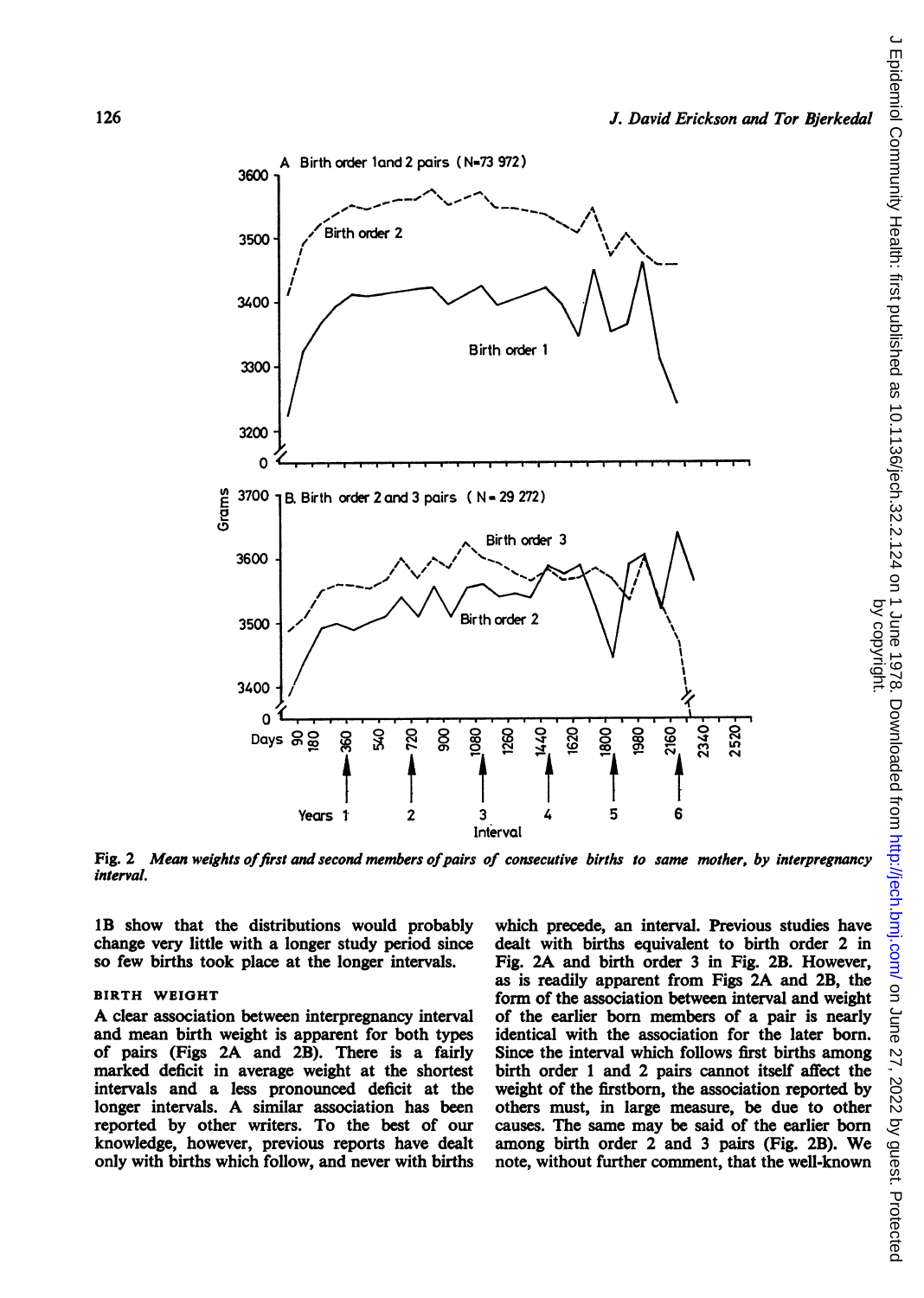A Birth order 1 and 2 pairs (N=73 972)

3600

3500

3400

3300

3200

0

Birth order 2

Birth order 1

Grams

3700

B. Birth order 2 and 3 pairs (N=29 272)

3600

3500

3400

0

Birth order 3

Birth order 2

Days 90 180 360 540 720 900 1080 1260 1440 1620 1800 1980 2160 2340 2520

Years 1 2 3 4 5 6

Interval

Fig. 2 *Mean weights of first and second members of pairs of consecutive births to same mother, by interpregnancy interval.*

1B show that the distributions would probably change very little with a longer study period since so few births took place at the longer intervals.

### BIRTH WEIGHT

A clear association between interpregnancy interval and mean birth weight is apparent for both types of pairs (Figs 2A and 2B). There is a fairly marked deficit in average weight at the shortest intervals and a less pronounced deficit at the longer intervals. A similar association has been reported by other writers. To the best of our knowledge, however, previous reports have dealt only with births which follow, and never with births which precede, an interval. Previous studies have dealt with births equivalent to birth order 2 in Fig. 2A and birth order 3 in Fig. 2B. However, as is readily apparent from Figs 2A and 2B, the form of the association between interval and weight of the earlier born members of a pair is nearly identical with the association for the later born. Since the interval which follows first births among birth order 1 and 2 pairs cannot itself affect the weight of the firstborn, the association reported by others must, in large measure, be due to other causes. The same may be said of the earlier born among birth order 2 and 3 pairs (Fig. 2B). We note, without further comment, that the well-known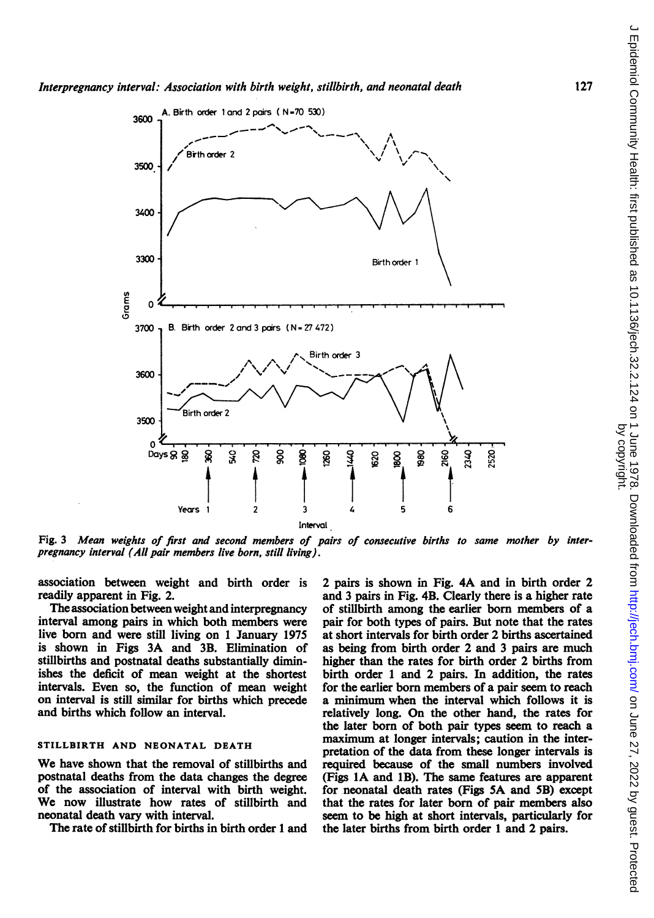Fig. 3 *Mean weights of first and second members of pairs of consecutive births to same mother by interpregnancy interval (All pair members live born, still living).*

association between weight and birth order is readily apparent in Fig. 2.

The association between weight and interpregnancy interval among pairs in which both members were live born and were still living on 1 January 1975 is shown in Figs 3A and 3B. Elimination of stillbirths and postnatal deaths substantially diminishes the deficit of mean weight at the shortest intervals. Even so, the function of mean weight on interval is still similar for births which precede and births which follow an interval.

## STILLBIRTH AND NEONATAL DEATH

We have shown that the removal of stillbirths and postnatal deaths from the data changes the degree of the association of interval with birth weight. We now illustrate how rates of stillbirth and neonatal death vary with interval.

The rate of stillbirth for births in birth order 1 and 2 pairs is shown in Fig. 4A and in birth order 2 and 3 pairs in Fig. 4B. Clearly there is a higher rate of stillbirth among the earlier born members of a pair for both types of pairs. But note that the rates at short intervals for birth order 2 births ascertained as being from birth order 2 and 3 pairs are much higher than the rates for birth order 2 births from birth order 1 and 2 pairs. In addition, the rates for the earlier born members of a pair seem to reach a minimum when the interval which follows it is relatively long. On the other hand, the rates for the later born of both pair types seem to reach a maximum at longer intervals; caution in the interpretation of the data from these longer intervals is required because of the small numbers involved (Figs 1A and 1B). The same features are apparent for neonatal death rates (Figs 5A and 5B) except that the rates for later born of pair members also seem to be high at short intervals, particularly for the later births from birth order 1 and 2 pairs.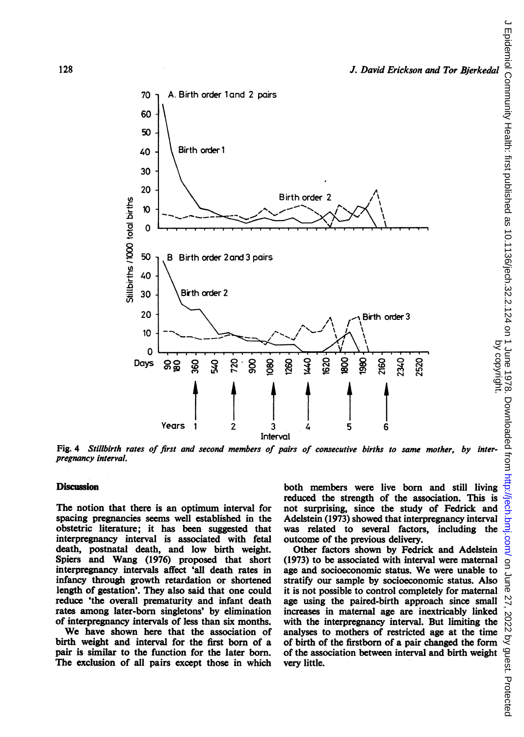A. Birth order 1 and 2 pairs

Birth order 1

Birth order 2

Stillbirths /1000 total births

70
60
50
40
30
20
10
0

B Birth order 2 and 3 pairs

Birth order 2

Birth order 3

50
40
30
20
10
0

Days 90 180 360 540 720 900 1080 1260 1440 1620 1800 1980 2160 2340 2520

Years 1 2 3 4 5 6

Interval

Fig. 4 *Stillbirth rates of first and second members of pairs of consecutive births to same mother, by interpregnancy interval.*

## Discussion

The notion that there is an optimum interval for spacing pregnancies seems well established in the obstetric literature; it has been suggested that interpregnancy interval is associated with fetal death, postnatal death, and low birth weight. Spiers and Wang (1976) proposed that short interpregnancy intervals affect 'all death rates in infancy through growth retardation or shortened length of gestation'. They also said that one could reduce 'the overall prematurity and infant death rates among later-born singletons' by elimination of interpregnancy intervals of less than six months.

We have shown here that the association of birth weight and interval for the first born of a pair is similar to the function for the later born. The exclusion of all pairs except those in which both members were live born and still living reduced the strength of the association. This is not surprising, since the study of Fedrick and Adelstein (1973) showed that interpregnancy interval was related to several factors, including the outcome of the previous delivery.

Other factors shown by Fedrick and Adelstein (1973) to be associated with interval were maternal age and socioeconomic status. We were unable to stratify our sample by socioeconomic status. Also it is not possible to control completely for maternal age using the paired-birth approach since small increases in maternal age are inextricably linked with the interpregnancy interval. But limiting the analyses to mothers of restricted age at the time of birth of the firstborn of a pair changed the form of the association between interval and birth weight very little.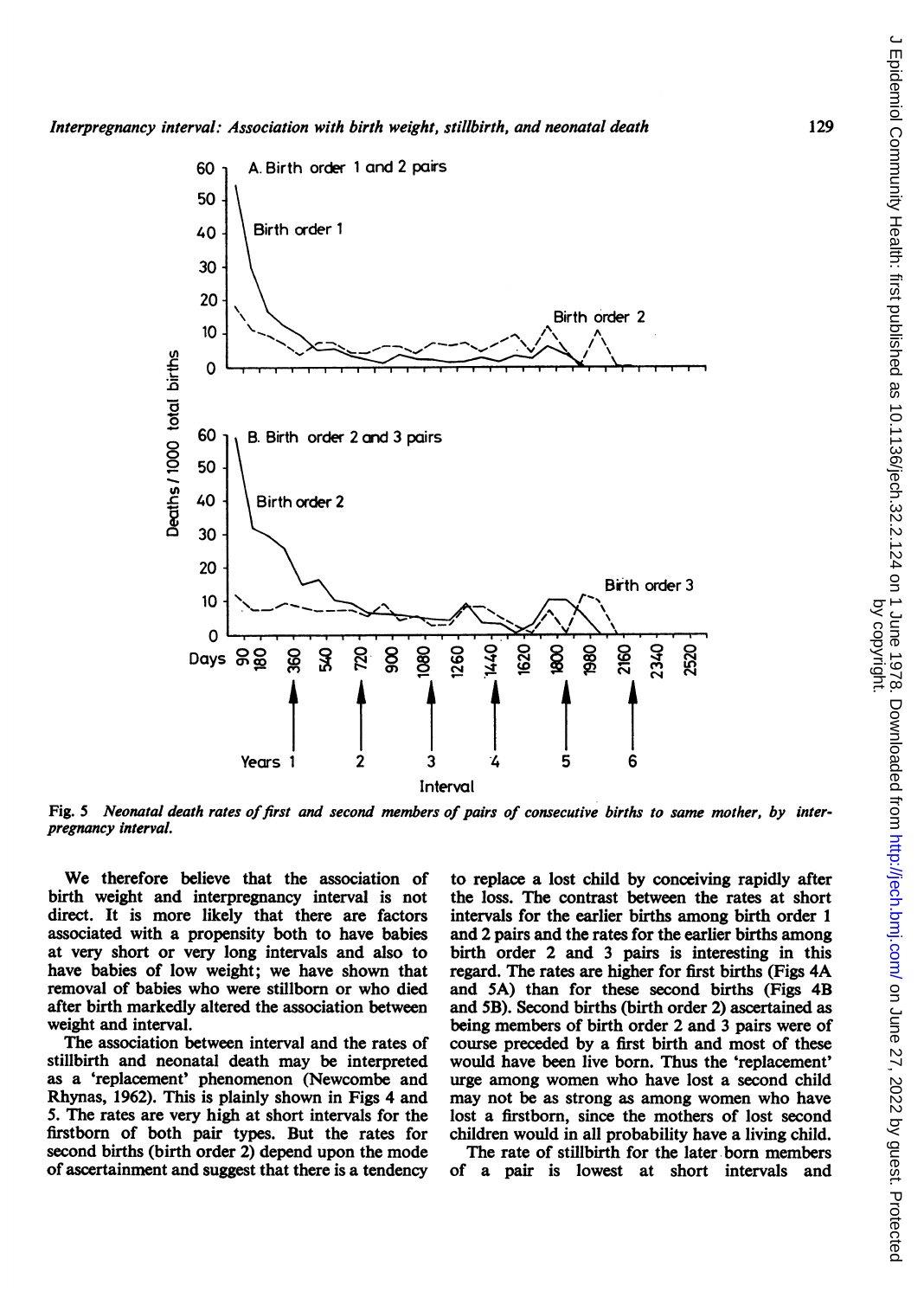A. Birth order 1 and 2 pairs

Birth order 1

Birth order 2

B. Birth order 2 and 3 pairs

Birth order 2

Birth order 3

Deaths / 1000 total births

60 50 40 30 20 10 0

Days 90 180 360 540 720 900 1080 1260 1440 1620 1800 1980 2160 2340 2520

Years 1 2 3 4 5 6

Interval

**Fig. 5** *Neonatal death rates of first and second members of pairs of consecutive births to same mother, by interpregnancy interval.*

We therefore believe that the association of birth weight and interpregnancy interval is not direct. It is more likely that there are factors associated with a propensity both to have babies at very short or very long intervals and also to have babies of low weight; we have shown that removal of babies who were stillborn or who died after birth markedly altered the association between weight and interval.

The association between interval and the rates of stillbirth and neonatal death may be interpreted as a 'replacement' phenomenon (Newcombe and Rhynas, 1962). This is plainly shown in Figs 4 and 5. The rates are very high at short intervals for the firstborn of both pair types. But the rates for second births (birth order 2) depend upon the mode of ascertainment and suggest that there is a tendency to replace a lost child by conceiving rapidly after the loss. The contrast between the rates at short intervals for the earlier births among birth order 1 and 2 pairs and the rates for the earlier births among birth order 2 and 3 pairs is interesting in this regard. The rates are higher for first births (Figs 4A and 5A) than for these second births (Figs 4B and 5B). Second births (birth order 2) ascertained as being members of birth order 2 and 3 pairs were of course preceded by a first birth and most of these would have been live born. Thus the 'replacement' urge among women who have lost a second child may not be as strong as among women who have lost a firstborn, since the mothers of lost second children would in all probability have a living child.

The rate of stillbirth for the later born members of a pair is lowest at short intervals and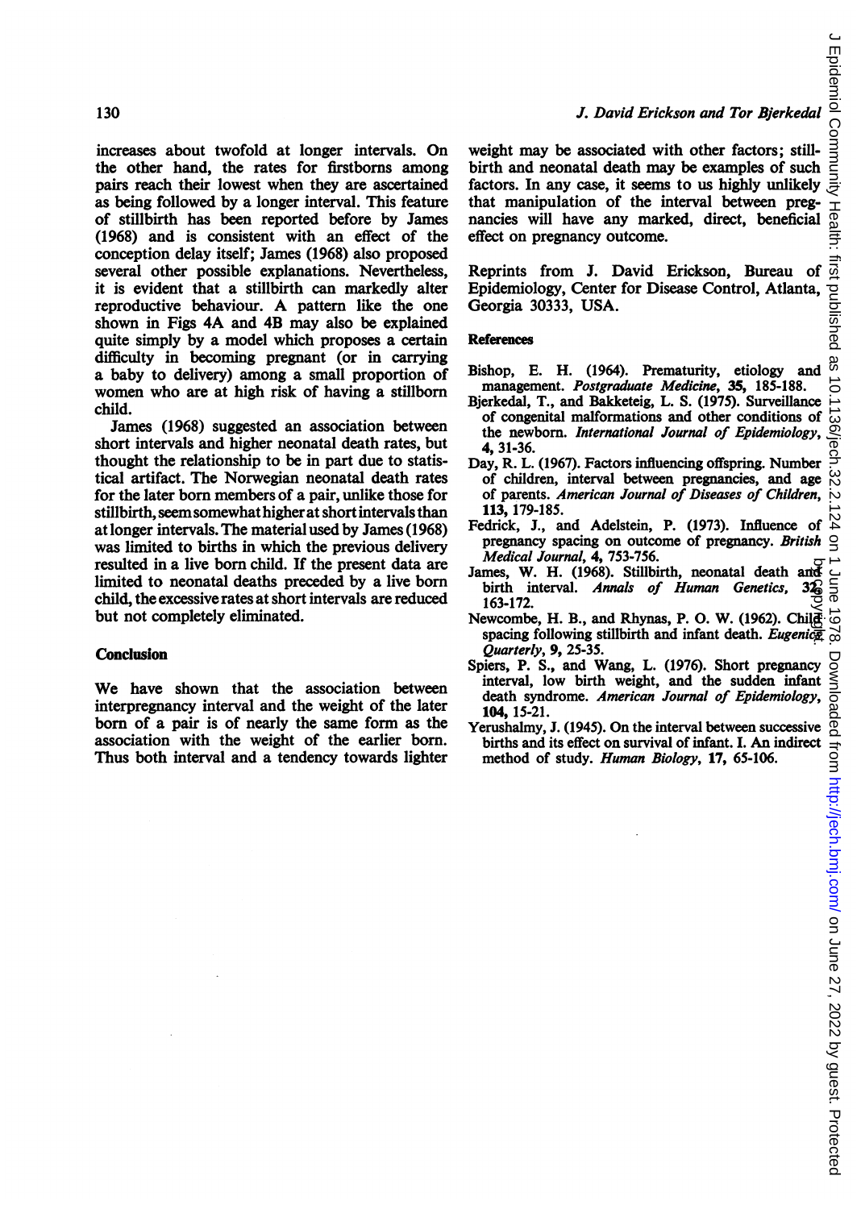increases about twofold at longer intervals. On the other hand, the rates for firstborns among pairs reach their lowest when they are ascertained as being followed by a longer interval. This feature of stillbirth has been reported before by James (1968) and is consistent with an effect of the conception delay itself; James (1968) also proposed several other possible explanations. Nevertheless, it is evident that a stillbirth can markedly alter reproductive behaviour. A pattern like the one shown in Figs 4A and 4B may also be explained quite simply by a model which proposes a certain difficulty in becoming pregnant (or in carrying a baby to delivery) among a small proportion of women who are at high risk of having a stillborn child.

James (1968) suggested an association between short intervals and higher neonatal death rates, but thought the relationship to be in part due to statistical artifact. The Norwegian neonatal death rates for the later born members of a pair, unlike those for stillbirth, seem somewhat higher at short intervals than at longer intervals. The material used by James (1968) was limited to births in which the previous delivery resulted in a live born child. If the present data are limited to neonatal deaths preceded by a live born child, the excessive rates at short intervals are reduced but not completely eliminated.

## Conclusion

We have shown that the association between interpregnancy interval and the weight of the later born of a pair is of nearly the same form as the association with the weight of the earlier born. Thus both interval and a tendency towards lighter weight may be associated with other factors; stillbirth and neonatal death may be examples of such factors. In any case, it seems to us highly unlikely that manipulation of the interval between pregnancies will have any marked, direct, beneficial effect on pregnancy outcome.

Reprints from J. David Erickson, Bureau of Epidemiology, Center for Disease Control, Atlanta, Georgia 30333, USA.

### References

Bishop, E. H. (1964). Prematurity, etiology and management. *Postgraduate Medicine*, **35**, 185-188.

Bjerkedal, T., and Bakketeig, L. S. (1975). Surveillance of congenital malformations and other conditions of the newborn. *International Journal of Epidemiology*, **4**, 31-36.

Day, R. L. (1967). Factors influencing offspring. Number of children, interval between pregnancies, and age of parents. *American Journal of Diseases of Children*, **113**, 179-185.

Fedrick, J., and Adelstein, P. (1973). Influence of pregnancy spacing on outcome of pregnancy. *British Medical Journal*, **4**, 753-756.

James, W. H. (1968). Stillbirth, neonatal death and birth interval. *Annals of Human Genetics*, **32**, 163-172.

Newcombe, H. B., and Rhynas, P. O. W. (1962). Child spacing following stillbirth and infant death. *Eugenics Quarterly*, **9**, 25-35.

Spiers, P. S., and Wang, L. (1976). Short pregnancy interval, low birth weight, and the sudden infant death syndrome. *American Journal of Epidemiology*, **104**, 15-21.

Yerushalmy, J. (1945). On the interval between successive births and its effect on survival of infant. I. An indirect method of study. *Human Biology*, **17**, 65-106.